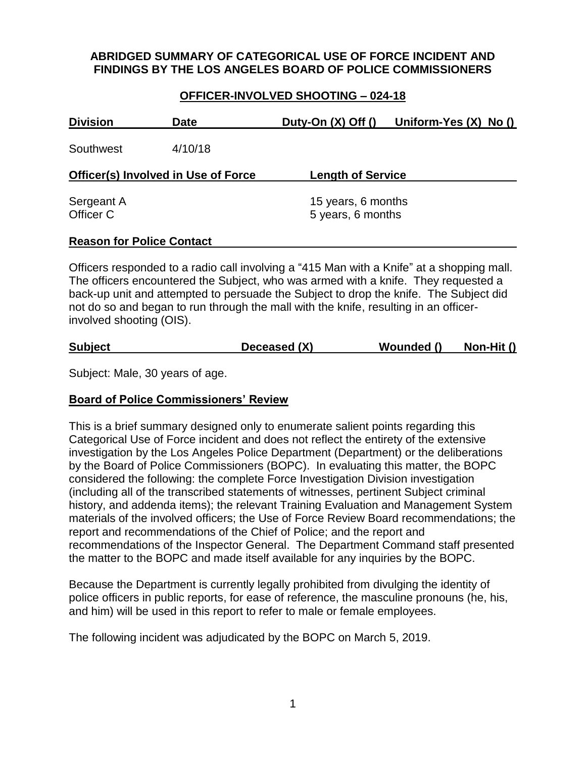# ABRIDGED SUMMARY OF CATEGORICAL USE OF FORCE INCIDENT AND FINDINGS BY THE LOS ANGELES BOARD OF POLICE COMMISSIONERS

## OFFICER-INVOLVED SHOOTING – 024-18

| Division | Date | Duty-On (X) Off () | Uniform-Yes (X) No () |
|---|---|---|---|
| Southwest | 4/10/18 | | |

| Officer(s) Involved in Use of Force | Length of Service |
|---|---|
| Sergeant A | 15 years, 6 months |
| Officer C | 5 years, 6 months |

**Reason for Police Contact**

Officers responded to a radio call involving a "415 Man with a Knife" at a shopping mall. The officers encountered the Subject, who was armed with a knife. They requested a back-up unit and attempted to persuade the Subject to drop the knife. The Subject did not do so and began to run through the mall with the knife, resulting in an officer-involved shooting (OIS).

| Subject | Deceased (X) | Wounded () | Non-Hit () |
|---|---|---|---|

Subject: Male, 30 years of age.

**Board of Police Commissioners' Review**

This is a brief summary designed only to enumerate salient points regarding this Categorical Use of Force incident and does not reflect the entirety of the extensive investigation by the Los Angeles Police Department (Department) or the deliberations by the Board of Police Commissioners (BOPC). In evaluating this matter, the BOPC considered the following: the complete Force Investigation Division investigation (including all of the transcribed statements of witnesses, pertinent Subject criminal history, and addenda items); the relevant Training Evaluation and Management System materials of the involved officers; the Use of Force Review Board recommendations; the report and recommendations of the Chief of Police; and the report and recommendations of the Inspector General. The Department Command staff presented the matter to the BOPC and made itself available for any inquiries by the BOPC.

Because the Department is currently legally prohibited from divulging the identity of police officers in public reports, for ease of reference, the masculine pronouns (he, his, and him) will be used in this report to refer to male or female employees.

The following incident was adjudicated by the BOPC on March 5, 2019.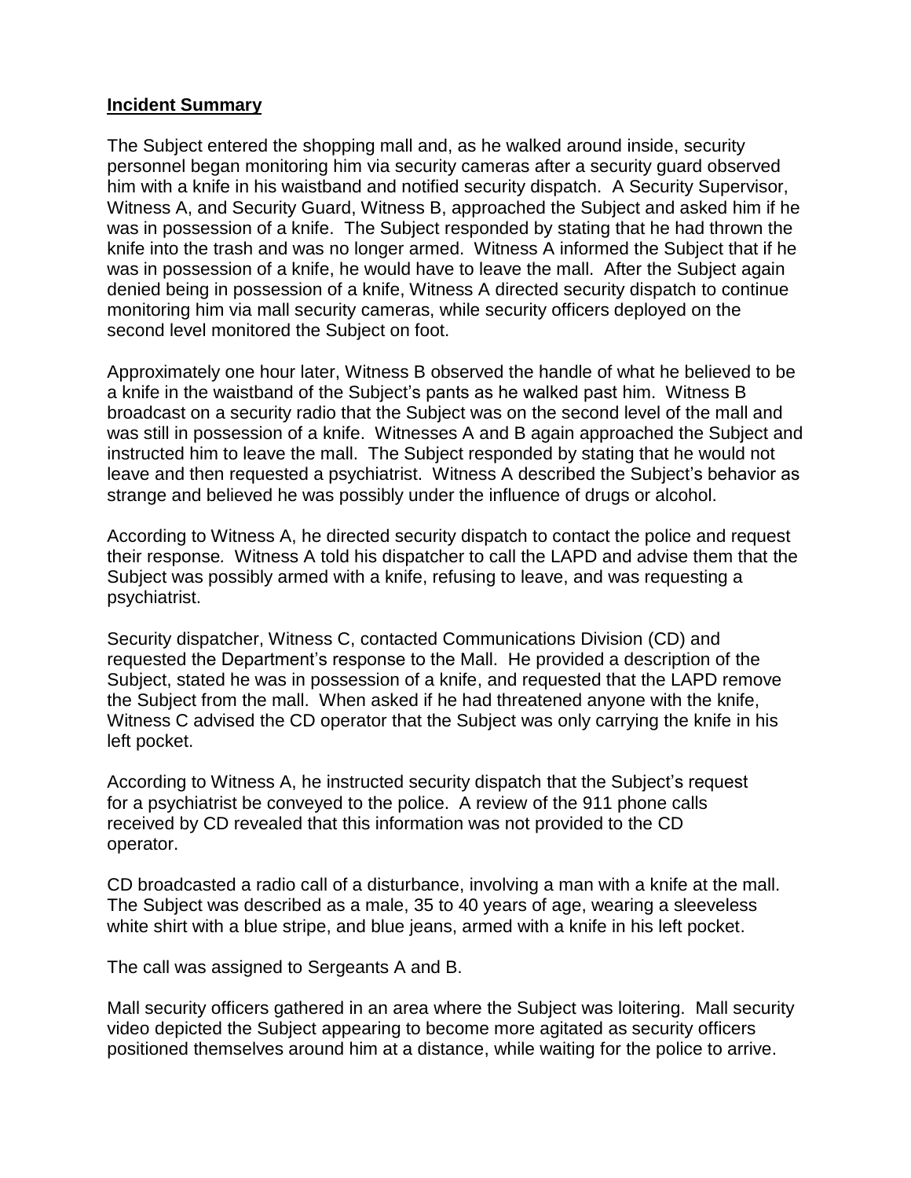**Incident Summary**

The Subject entered the shopping mall and, as he walked around inside, security personnel began monitoring him via security cameras after a security guard observed him with a knife in his waistband and notified security dispatch. A Security Supervisor, Witness A, and Security Guard, Witness B, approached the Subject and asked him if he was in possession of a knife. The Subject responded by stating that he had thrown the knife into the trash and was no longer armed. Witness A informed the Subject that if he was in possession of a knife, he would have to leave the mall. After the Subject again denied being in possession of a knife, Witness A directed security dispatch to continue monitoring him via mall security cameras, while security officers deployed on the second level monitored the Subject on foot.

Approximately one hour later, Witness B observed the handle of what he believed to be a knife in the waistband of the Subject's pants as he walked past him. Witness B broadcast on a security radio that the Subject was on the second level of the mall and was still in possession of a knife. Witnesses A and B again approached the Subject and instructed him to leave the mall. The Subject responded by stating that he would not leave and then requested a psychiatrist. Witness A described the Subject's behavior as strange and believed he was possibly under the influence of drugs or alcohol.

According to Witness A, he directed security dispatch to contact the police and request their response. Witness A told his dispatcher to call the LAPD and advise them that the Subject was possibly armed with a knife, refusing to leave, and was requesting a psychiatrist.

Security dispatcher, Witness C, contacted Communications Division (CD) and requested the Department's response to the Mall. He provided a description of the Subject, stated he was in possession of a knife, and requested that the LAPD remove the Subject from the mall. When asked if he had threatened anyone with the knife, Witness C advised the CD operator that the Subject was only carrying the knife in his left pocket.

According to Witness A, he instructed security dispatch that the Subject's request for a psychiatrist be conveyed to the police. A review of the 911 phone calls received by CD revealed that this information was not provided to the CD operator.

CD broadcasted a radio call of a disturbance, involving a man with a knife at the mall. The Subject was described as a male, 35 to 40 years of age, wearing a sleeveless white shirt with a blue stripe, and blue jeans, armed with a knife in his left pocket.

The call was assigned to Sergeants A and B.

Mall security officers gathered in an area where the Subject was loitering. Mall security video depicted the Subject appearing to become more agitated as security officers positioned themselves around him at a distance, while waiting for the police to arrive.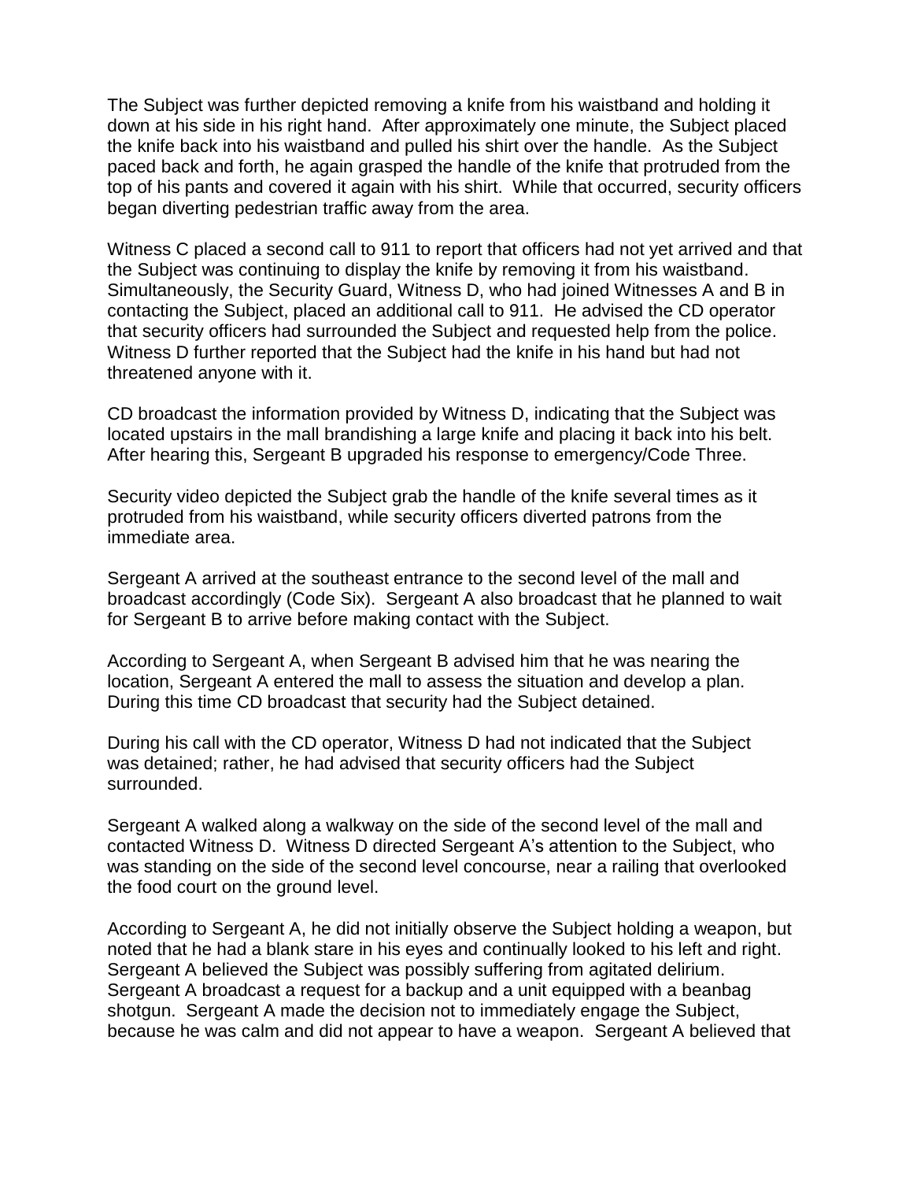The Subject was further depicted removing a knife from his waistband and holding it down at his side in his right hand. After approximately one minute, the Subject placed the knife back into his waistband and pulled his shirt over the handle. As the Subject paced back and forth, he again grasped the handle of the knife that protruded from the top of his pants and covered it again with his shirt. While that occurred, security officers began diverting pedestrian traffic away from the area.

Witness C placed a second call to 911 to report that officers had not yet arrived and that the Subject was continuing to display the knife by removing it from his waistband. Simultaneously, the Security Guard, Witness D, who had joined Witnesses A and B in contacting the Subject, placed an additional call to 911. He advised the CD operator that security officers had surrounded the Subject and requested help from the police. Witness D further reported that the Subject had the knife in his hand but had not threatened anyone with it.

CD broadcast the information provided by Witness D, indicating that the Subject was located upstairs in the mall brandishing a large knife and placing it back into his belt. After hearing this, Sergeant B upgraded his response to emergency/Code Three.

Security video depicted the Subject grab the handle of the knife several times as it protruded from his waistband, while security officers diverted patrons from the immediate area.

Sergeant A arrived at the southeast entrance to the second level of the mall and broadcast accordingly (Code Six). Sergeant A also broadcast that he planned to wait for Sergeant B to arrive before making contact with the Subject.

According to Sergeant A, when Sergeant B advised him that he was nearing the location, Sergeant A entered the mall to assess the situation and develop a plan. During this time CD broadcast that security had the Subject detained.

During his call with the CD operator, Witness D had not indicated that the Subject was detained; rather, he had advised that security officers had the Subject surrounded.

Sergeant A walked along a walkway on the side of the second level of the mall and contacted Witness D. Witness D directed Sergeant A's attention to the Subject, who was standing on the side of the second level concourse, near a railing that overlooked the food court on the ground level.

According to Sergeant A, he did not initially observe the Subject holding a weapon, but noted that he had a blank stare in his eyes and continually looked to his left and right. Sergeant A believed the Subject was possibly suffering from agitated delirium. Sergeant A broadcast a request for a backup and a unit equipped with a beanbag shotgun. Sergeant A made the decision not to immediately engage the Subject, because he was calm and did not appear to have a weapon. Sergeant A believed that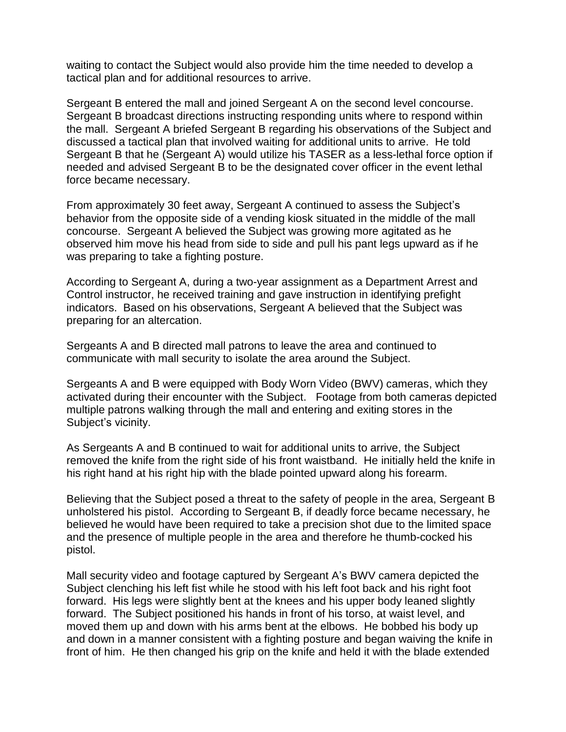waiting to contact the Subject would also provide him the time needed to develop a tactical plan and for additional resources to arrive.

Sergeant B entered the mall and joined Sergeant A on the second level concourse. Sergeant B broadcast directions instructing responding units where to respond within the mall. Sergeant A briefed Sergeant B regarding his observations of the Subject and discussed a tactical plan that involved waiting for additional units to arrive. He told Sergeant B that he (Sergeant A) would utilize his TASER as a less-lethal force option if needed and advised Sergeant B to be the designated cover officer in the event lethal force became necessary.

From approximately 30 feet away, Sergeant A continued to assess the Subject's behavior from the opposite side of a vending kiosk situated in the middle of the mall concourse. Sergeant A believed the Subject was growing more agitated as he observed him move his head from side to side and pull his pant legs upward as if he was preparing to take a fighting posture.

According to Sergeant A, during a two-year assignment as a Department Arrest and Control instructor, he received training and gave instruction in identifying prefight indicators. Based on his observations, Sergeant A believed that the Subject was preparing for an altercation.

Sergeants A and B directed mall patrons to leave the area and continued to communicate with mall security to isolate the area around the Subject.

Sergeants A and B were equipped with Body Worn Video (BWV) cameras, which they activated during their encounter with the Subject. Footage from both cameras depicted multiple patrons walking through the mall and entering and exiting stores in the Subject's vicinity.

As Sergeants A and B continued to wait for additional units to arrive, the Subject removed the knife from the right side of his front waistband. He initially held the knife in his right hand at his right hip with the blade pointed upward along his forearm.

Believing that the Subject posed a threat to the safety of people in the area, Sergeant B unholstered his pistol. According to Sergeant B, if deadly force became necessary, he believed he would have been required to take a precision shot due to the limited space and the presence of multiple people in the area and therefore he thumb-cocked his pistol.

Mall security video and footage captured by Sergeant A's BWV camera depicted the Subject clenching his left fist while he stood with his left foot back and his right foot forward. His legs were slightly bent at the knees and his upper body leaned slightly forward. The Subject positioned his hands in front of his torso, at waist level, and moved them up and down with his arms bent at the elbows. He bobbed his body up and down in a manner consistent with a fighting posture and began waiving the knife in front of him. He then changed his grip on the knife and held it with the blade extended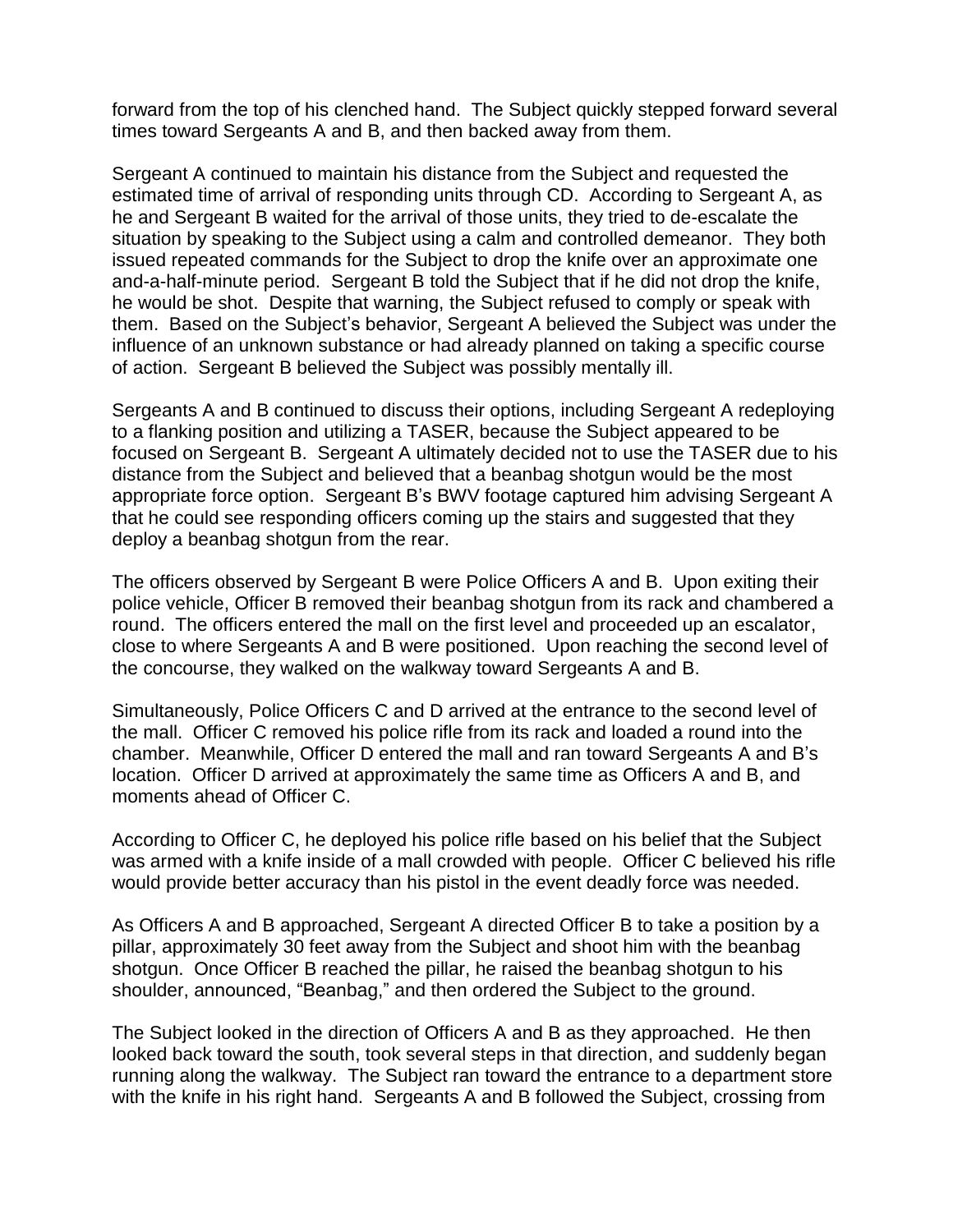forward from the top of his clenched hand. The Subject quickly stepped forward several times toward Sergeants A and B, and then backed away from them.

Sergeant A continued to maintain his distance from the Subject and requested the estimated time of arrival of responding units through CD. According to Sergeant A, as he and Sergeant B waited for the arrival of those units, they tried to de-escalate the situation by speaking to the Subject using a calm and controlled demeanor. They both issued repeated commands for the Subject to drop the knife over an approximate one and-a-half-minute period. Sergeant B told the Subject that if he did not drop the knife, he would be shot. Despite that warning, the Subject refused to comply or speak with them. Based on the Subject's behavior, Sergeant A believed the Subject was under the influence of an unknown substance or had already planned on taking a specific course of action. Sergeant B believed the Subject was possibly mentally ill.

Sergeants A and B continued to discuss their options, including Sergeant A redeploying to a flanking position and utilizing a TASER, because the Subject appeared to be focused on Sergeant B. Sergeant A ultimately decided not to use the TASER due to his distance from the Subject and believed that a beanbag shotgun would be the most appropriate force option. Sergeant B's BWV footage captured him advising Sergeant A that he could see responding officers coming up the stairs and suggested that they deploy a beanbag shotgun from the rear.

The officers observed by Sergeant B were Police Officers A and B. Upon exiting their police vehicle, Officer B removed their beanbag shotgun from its rack and chambered a round. The officers entered the mall on the first level and proceeded up an escalator, close to where Sergeants A and B were positioned. Upon reaching the second level of the concourse, they walked on the walkway toward Sergeants A and B.

Simultaneously, Police Officers C and D arrived at the entrance to the second level of the mall. Officer C removed his police rifle from its rack and loaded a round into the chamber. Meanwhile, Officer D entered the mall and ran toward Sergeants A and B's location. Officer D arrived at approximately the same time as Officers A and B, and moments ahead of Officer C.

According to Officer C, he deployed his police rifle based on his belief that the Subject was armed with a knife inside of a mall crowded with people. Officer C believed his rifle would provide better accuracy than his pistol in the event deadly force was needed.

As Officers A and B approached, Sergeant A directed Officer B to take a position by a pillar, approximately 30 feet away from the Subject and shoot him with the beanbag shotgun. Once Officer B reached the pillar, he raised the beanbag shotgun to his shoulder, announced, "Beanbag," and then ordered the Subject to the ground.

The Subject looked in the direction of Officers A and B as they approached. He then looked back toward the south, took several steps in that direction, and suddenly began running along the walkway. The Subject ran toward the entrance to a department store with the knife in his right hand. Sergeants A and B followed the Subject, crossing from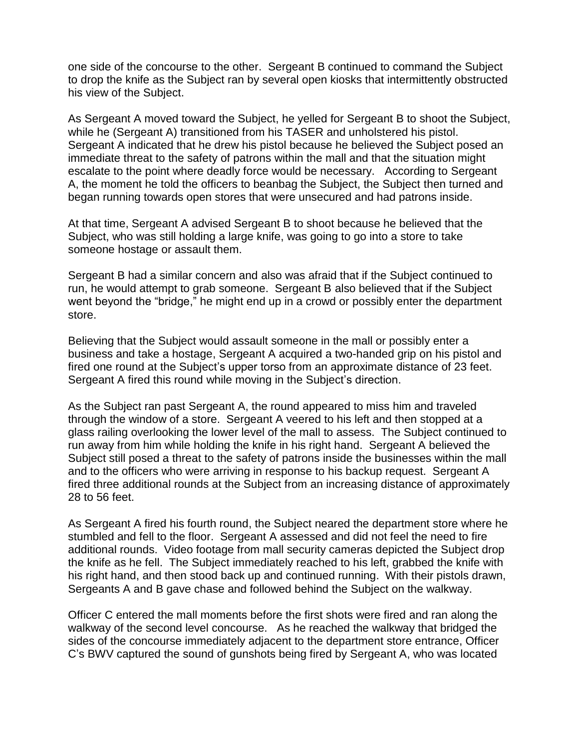one side of the concourse to the other. Sergeant B continued to command the Subject to drop the knife as the Subject ran by several open kiosks that intermittently obstructed his view of the Subject.

As Sergeant A moved toward the Subject, he yelled for Sergeant B to shoot the Subject, while he (Sergeant A) transitioned from his TASER and unholstered his pistol. Sergeant A indicated that he drew his pistol because he believed the Subject posed an immediate threat to the safety of patrons within the mall and that the situation might escalate to the point where deadly force would be necessary. According to Sergeant A, the moment he told the officers to beanbag the Subject, the Subject then turned and began running towards open stores that were unsecured and had patrons inside.

At that time, Sergeant A advised Sergeant B to shoot because he believed that the Subject, who was still holding a large knife, was going to go into a store to take someone hostage or assault them.

Sergeant B had a similar concern and also was afraid that if the Subject continued to run, he would attempt to grab someone. Sergeant B also believed that if the Subject went beyond the "bridge," he might end up in a crowd or possibly enter the department store.

Believing that the Subject would assault someone in the mall or possibly enter a business and take a hostage, Sergeant A acquired a two-handed grip on his pistol and fired one round at the Subject's upper torso from an approximate distance of 23 feet. Sergeant A fired this round while moving in the Subject's direction.

As the Subject ran past Sergeant A, the round appeared to miss him and traveled through the window of a store. Sergeant A veered to his left and then stopped at a glass railing overlooking the lower level of the mall to assess. The Subject continued to run away from him while holding the knife in his right hand. Sergeant A believed the Subject still posed a threat to the safety of patrons inside the businesses within the mall and to the officers who were arriving in response to his backup request. Sergeant A fired three additional rounds at the Subject from an increasing distance of approximately 28 to 56 feet.

As Sergeant A fired his fourth round, the Subject neared the department store where he stumbled and fell to the floor. Sergeant A assessed and did not feel the need to fire additional rounds. Video footage from mall security cameras depicted the Subject drop the knife as he fell. The Subject immediately reached to his left, grabbed the knife with his right hand, and then stood back up and continued running. With their pistols drawn, Sergeants A and B gave chase and followed behind the Subject on the walkway.

Officer C entered the mall moments before the first shots were fired and ran along the walkway of the second level concourse. As he reached the walkway that bridged the sides of the concourse immediately adjacent to the department store entrance, Officer C's BWV captured the sound of gunshots being fired by Sergeant A, who was located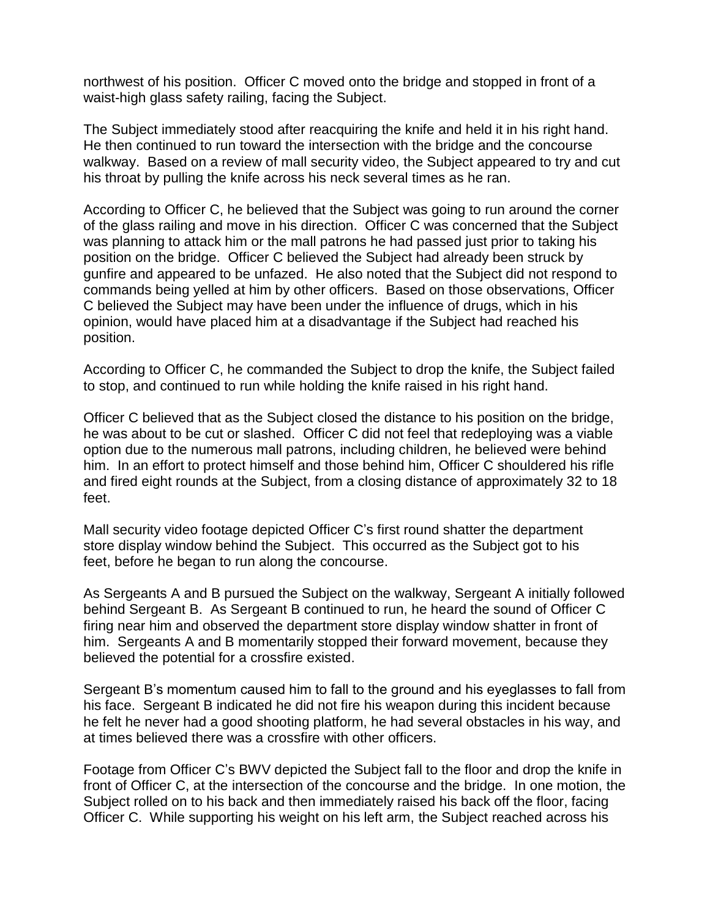northwest of his position. Officer C moved onto the bridge and stopped in front of a waist-high glass safety railing, facing the Subject.

The Subject immediately stood after reacquiring the knife and held it in his right hand. He then continued to run toward the intersection with the bridge and the concourse walkway. Based on a review of mall security video, the Subject appeared to try and cut his throat by pulling the knife across his neck several times as he ran.

According to Officer C, he believed that the Subject was going to run around the corner of the glass railing and move in his direction. Officer C was concerned that the Subject was planning to attack him or the mall patrons he had passed just prior to taking his position on the bridge. Officer C believed the Subject had already been struck by gunfire and appeared to be unfazed. He also noted that the Subject did not respond to commands being yelled at him by other officers. Based on those observations, Officer C believed the Subject may have been under the influence of drugs, which in his opinion, would have placed him at a disadvantage if the Subject had reached his position.

According to Officer C, he commanded the Subject to drop the knife, the Subject failed to stop, and continued to run while holding the knife raised in his right hand.

Officer C believed that as the Subject closed the distance to his position on the bridge, he was about to be cut or slashed. Officer C did not feel that redeploying was a viable option due to the numerous mall patrons, including children, he believed were behind him. In an effort to protect himself and those behind him, Officer C shouldered his rifle and fired eight rounds at the Subject, from a closing distance of approximately 32 to 18 feet.

Mall security video footage depicted Officer C's first round shatter the department store display window behind the Subject. This occurred as the Subject got to his feet, before he began to run along the concourse.

As Sergeants A and B pursued the Subject on the walkway, Sergeant A initially followed behind Sergeant B. As Sergeant B continued to run, he heard the sound of Officer C firing near him and observed the department store display window shatter in front of him. Sergeants A and B momentarily stopped their forward movement, because they believed the potential for a crossfire existed.

Sergeant B's momentum caused him to fall to the ground and his eyeglasses to fall from his face. Sergeant B indicated he did not fire his weapon during this incident because he felt he never had a good shooting platform, he had several obstacles in his way, and at times believed there was a crossfire with other officers.

Footage from Officer C's BWV depicted the Subject fall to the floor and drop the knife in front of Officer C, at the intersection of the concourse and the bridge. In one motion, the Subject rolled on to his back and then immediately raised his back off the floor, facing Officer C. While supporting his weight on his left arm, the Subject reached across his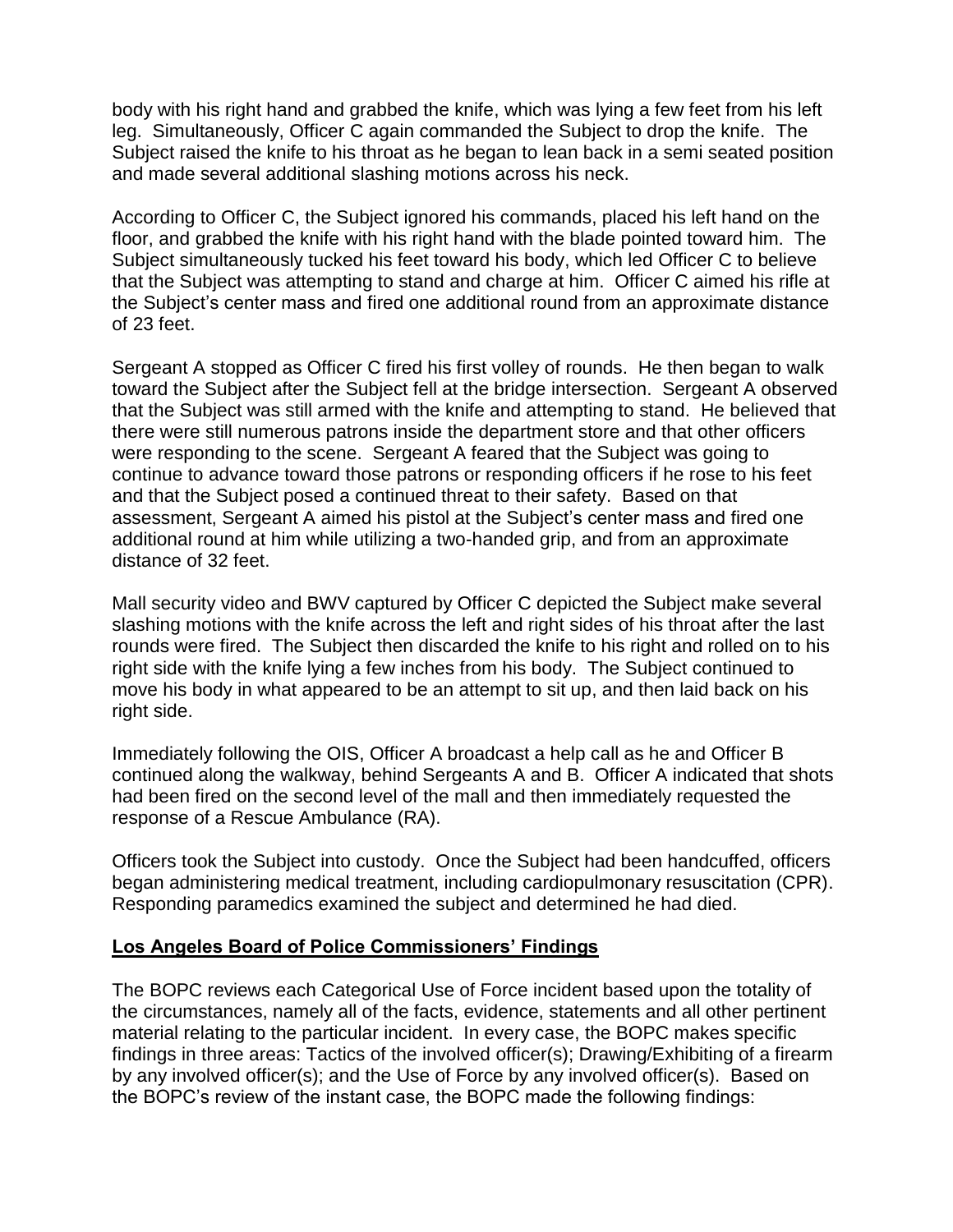body with his right hand and grabbed the knife, which was lying a few feet from his left leg. Simultaneously, Officer C again commanded the Subject to drop the knife. The Subject raised the knife to his throat as he began to lean back in a semi seated position and made several additional slashing motions across his neck.

According to Officer C, the Subject ignored his commands, placed his left hand on the floor, and grabbed the knife with his right hand with the blade pointed toward him. The Subject simultaneously tucked his feet toward his body, which led Officer C to believe that the Subject was attempting to stand and charge at him. Officer C aimed his rifle at the Subject's center mass and fired one additional round from an approximate distance of 23 feet.

Sergeant A stopped as Officer C fired his first volley of rounds. He then began to walk toward the Subject after the Subject fell at the bridge intersection. Sergeant A observed that the Subject was still armed with the knife and attempting to stand. He believed that there were still numerous patrons inside the department store and that other officers were responding to the scene. Sergeant A feared that the Subject was going to continue to advance toward those patrons or responding officers if he rose to his feet and that the Subject posed a continued threat to their safety. Based on that assessment, Sergeant A aimed his pistol at the Subject's center mass and fired one additional round at him while utilizing a two-handed grip, and from an approximate distance of 32 feet.

Mall security video and BWV captured by Officer C depicted the Subject make several slashing motions with the knife across the left and right sides of his throat after the last rounds were fired. The Subject then discarded the knife to his right and rolled on to his right side with the knife lying a few inches from his body. The Subject continued to move his body in what appeared to be an attempt to sit up, and then laid back on his right side.

Immediately following the OIS, Officer A broadcast a help call as he and Officer B continued along the walkway, behind Sergeants A and B. Officer A indicated that shots had been fired on the second level of the mall and then immediately requested the response of a Rescue Ambulance (RA).

Officers took the Subject into custody. Once the Subject had been handcuffed, officers began administering medical treatment, including cardiopulmonary resuscitation (CPR). Responding paramedics examined the subject and determined he had died.

## Los Angeles Board of Police Commissioners' Findings

The BOPC reviews each Categorical Use of Force incident based upon the totality of the circumstances, namely all of the facts, evidence, statements and all other pertinent material relating to the particular incident. In every case, the BOPC makes specific findings in three areas: Tactics of the involved officer(s); Drawing/Exhibiting of a firearm by any involved officer(s); and the Use of Force by any involved officer(s). Based on the BOPC's review of the instant case, the BOPC made the following findings: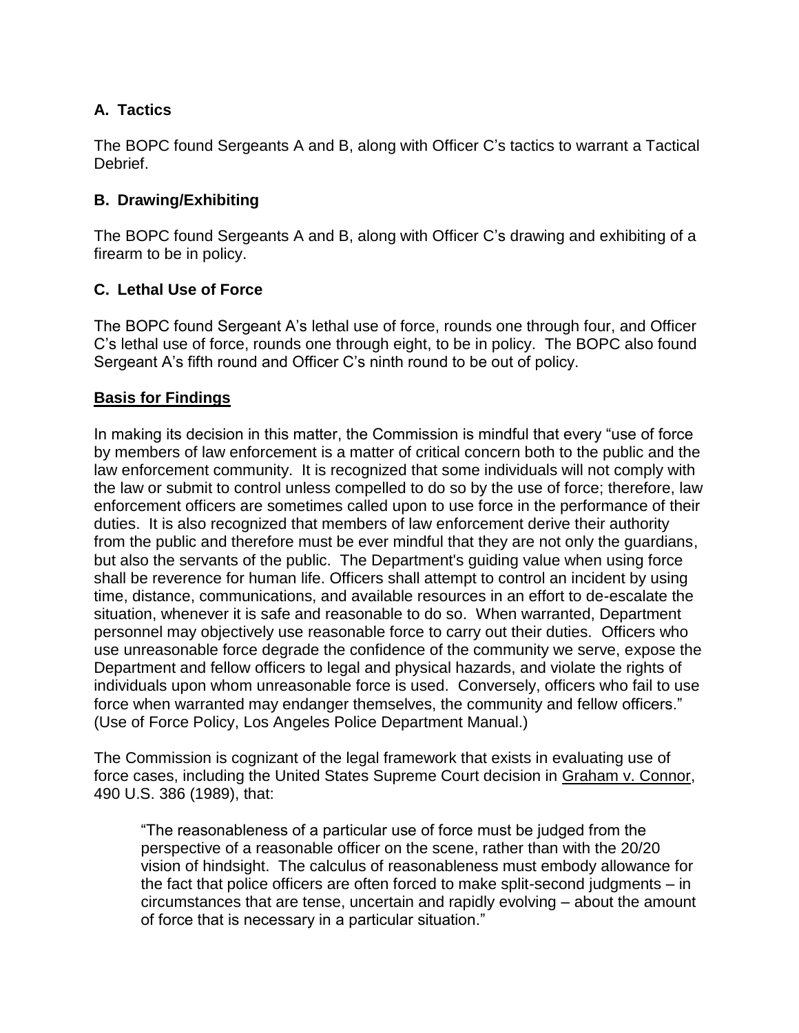### A. Tactics

The BOPC found Sergeants A and B, along with Officer C's tactics to warrant a Tactical Debrief.

### B. Drawing/Exhibiting

The BOPC found Sergeants A and B, along with Officer C's drawing and exhibiting of a firearm to be in policy.

### C. Lethal Use of Force

The BOPC found Sergeant A's lethal use of force, rounds one through four, and Officer C's lethal use of force, rounds one through eight, to be in policy. The BOPC also found Sergeant A's fifth round and Officer C's ninth round to be out of policy.

<u>**Basis for Findings**</u>

In making its decision in this matter, the Commission is mindful that every "use of force by members of law enforcement is a matter of critical concern both to the public and the law enforcement community. It is recognized that some individuals will not comply with the law or submit to control unless compelled to do so by the use of force; therefore, law enforcement officers are sometimes called upon to use force in the performance of their duties. It is also recognized that members of law enforcement derive their authority from the public and therefore must be ever mindful that they are not only the guardians, but also the servants of the public. The Department's guiding value when using force shall be reverence for human life. Officers shall attempt to control an incident by using time, distance, communications, and available resources in an effort to de-escalate the situation, whenever it is safe and reasonable to do so. When warranted, Department personnel may objectively use reasonable force to carry out their duties. Officers who use unreasonable force degrade the confidence of the community we serve, expose the Department and fellow officers to legal and physical hazards, and violate the rights of individuals upon whom unreasonable force is used. Conversely, officers who fail to use force when warranted may endanger themselves, the community and fellow officers." (Use of Force Policy, Los Angeles Police Department Manual.)

The Commission is cognizant of the legal framework that exists in evaluating use of force cases, including the United States Supreme Court decision in <u>Graham v. Connor</u>, 490 U.S. 386 (1989), that:

> "The reasonableness of a particular use of force must be judged from the perspective of a reasonable officer on the scene, rather than with the 20/20 vision of hindsight. The calculus of reasonableness must embody allowance for the fact that police officers are often forced to make split-second judgments – in circumstances that are tense, uncertain and rapidly evolving – about the amount of force that is necessary in a particular situation."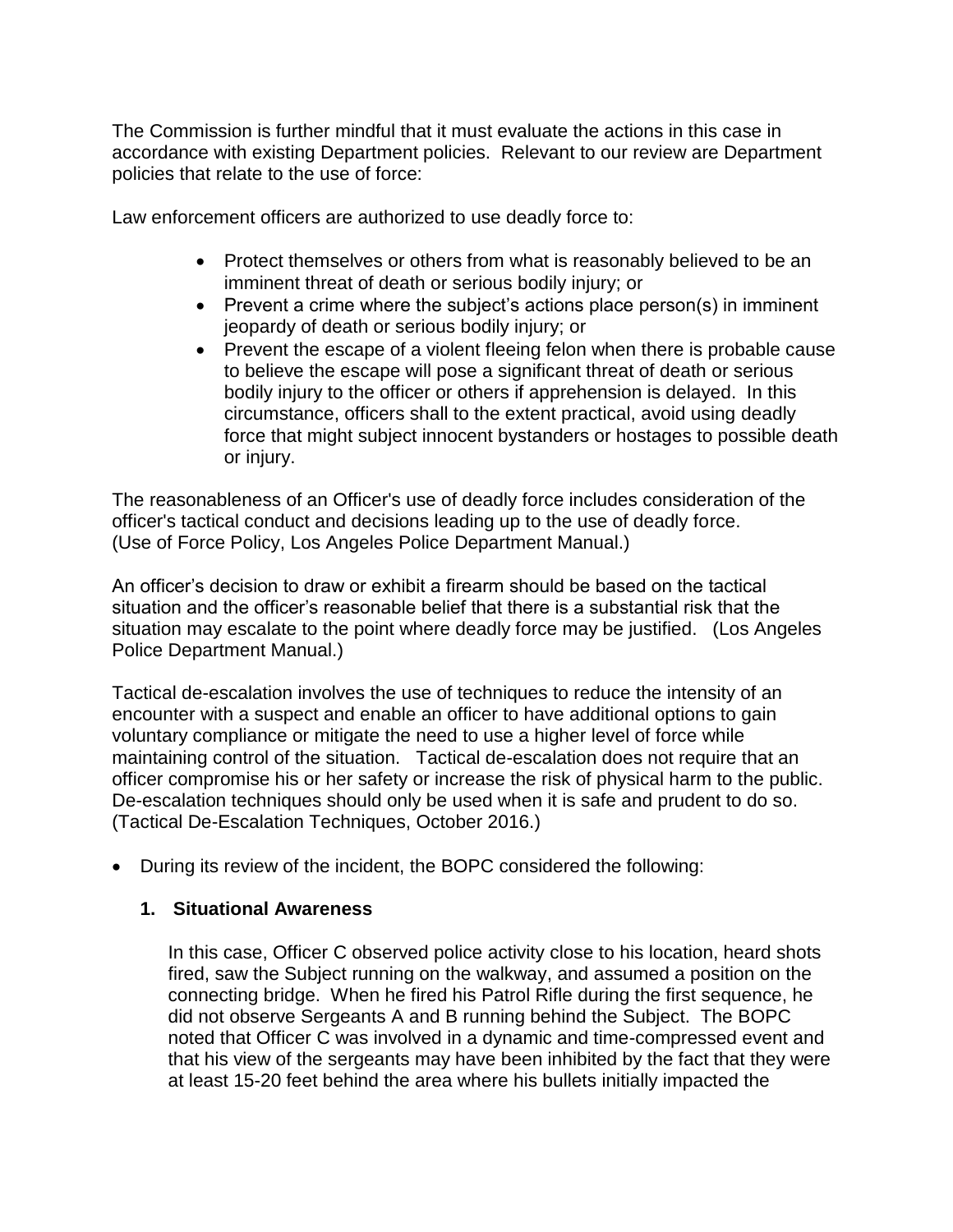The Commission is further mindful that it must evaluate the actions in this case in accordance with existing Department policies. Relevant to our review are Department policies that relate to the use of force:

Law enforcement officers are authorized to use deadly force to:

- Protect themselves or others from what is reasonably believed to be an imminent threat of death or serious bodily injury; or
- Prevent a crime where the subject's actions place person(s) in imminent jeopardy of death or serious bodily injury; or
- Prevent the escape of a violent fleeing felon when there is probable cause to believe the escape will pose a significant threat of death or serious bodily injury to the officer or others if apprehension is delayed. In this circumstance, officers shall to the extent practical, avoid using deadly force that might subject innocent bystanders or hostages to possible death or injury.

The reasonableness of an Officer's use of deadly force includes consideration of the officer's tactical conduct and decisions leading up to the use of deadly force. (Use of Force Policy, Los Angeles Police Department Manual.)

An officer's decision to draw or exhibit a firearm should be based on the tactical situation and the officer's reasonable belief that there is a substantial risk that the situation may escalate to the point where deadly force may be justified. (Los Angeles Police Department Manual.)

Tactical de-escalation involves the use of techniques to reduce the intensity of an encounter with a suspect and enable an officer to have additional options to gain voluntary compliance or mitigate the need to use a higher level of force while maintaining control of the situation. Tactical de-escalation does not require that an officer compromise his or her safety or increase the risk of physical harm to the public. De-escalation techniques should only be used when it is safe and prudent to do so. (Tactical De-Escalation Techniques, October 2016.)

- During its review of the incident, the BOPC considered the following:

  **1. Situational Awareness**

  In this case, Officer C observed police activity close to his location, heard shots fired, saw the Subject running on the walkway, and assumed a position on the connecting bridge. When he fired his Patrol Rifle during the first sequence, he did not observe Sergeants A and B running behind the Subject. The BOPC noted that Officer C was involved in a dynamic and time-compressed event and that his view of the sergeants may have been inhibited by the fact that they were at least 15-20 feet behind the area where his bullets initially impacted the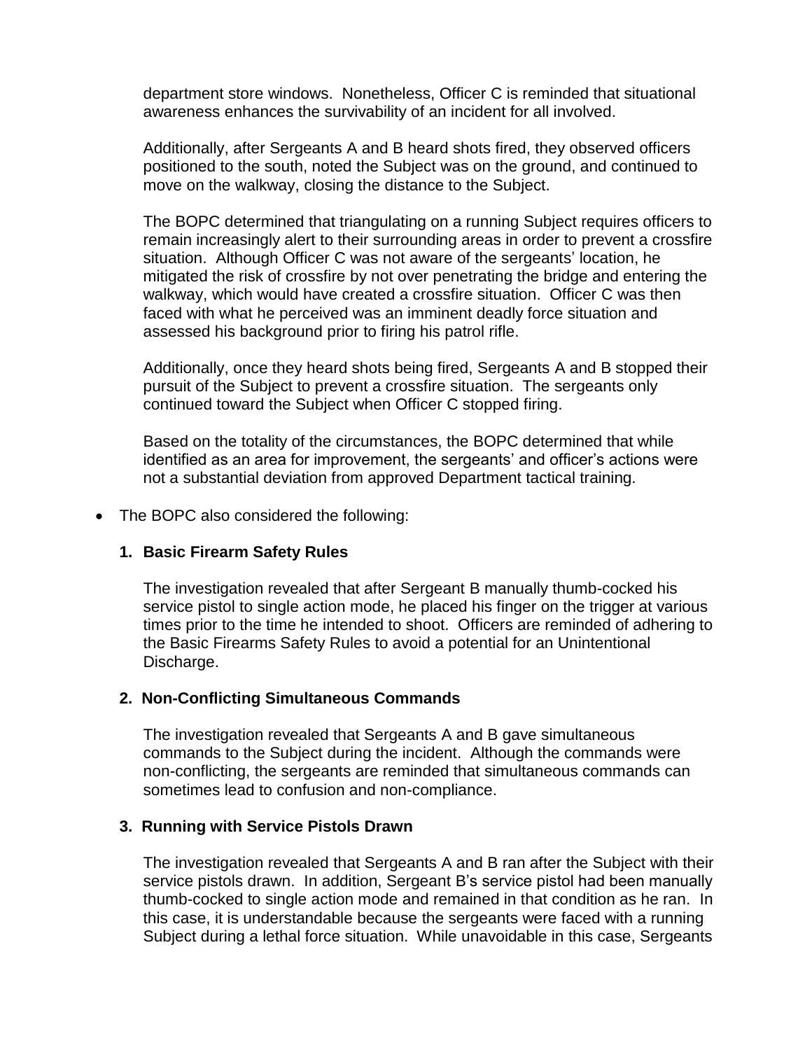department store windows. Nonetheless, Officer C is reminded that situational awareness enhances the survivability of an incident for all involved.

Additionally, after Sergeants A and B heard shots fired, they observed officers positioned to the south, noted the Subject was on the ground, and continued to move on the walkway, closing the distance to the Subject.

The BOPC determined that triangulating on a running Subject requires officers to remain increasingly alert to their surrounding areas in order to prevent a crossfire situation. Although Officer C was not aware of the sergeants' location, he mitigated the risk of crossfire by not over penetrating the bridge and entering the walkway, which would have created a crossfire situation. Officer C was then faced with what he perceived was an imminent deadly force situation and assessed his background prior to firing his patrol rifle.

Additionally, once they heard shots being fired, Sergeants A and B stopped their pursuit of the Subject to prevent a crossfire situation. The sergeants only continued toward the Subject when Officer C stopped firing.

Based on the totality of the circumstances, the BOPC determined that while identified as an area for improvement, the sergeants' and officer's actions were not a substantial deviation from approved Department tactical training.

- The BOPC also considered the following:

**1. Basic Firearm Safety Rules**

The investigation revealed that after Sergeant B manually thumb-cocked his service pistol to single action mode, he placed his finger on the trigger at various times prior to the time he intended to shoot. Officers are reminded of adhering to the Basic Firearms Safety Rules to avoid a potential for an Unintentional Discharge.

**2. Non-Conflicting Simultaneous Commands**

The investigation revealed that Sergeants A and B gave simultaneous commands to the Subject during the incident. Although the commands were non-conflicting, the sergeants are reminded that simultaneous commands can sometimes lead to confusion and non-compliance.

**3. Running with Service Pistols Drawn**

The investigation revealed that Sergeants A and B ran after the Subject with their service pistols drawn. In addition, Sergeant B's service pistol had been manually thumb-cocked to single action mode and remained in that condition as he ran. In this case, it is understandable because the sergeants were faced with a running Subject during a lethal force situation. While unavoidable in this case, Sergeants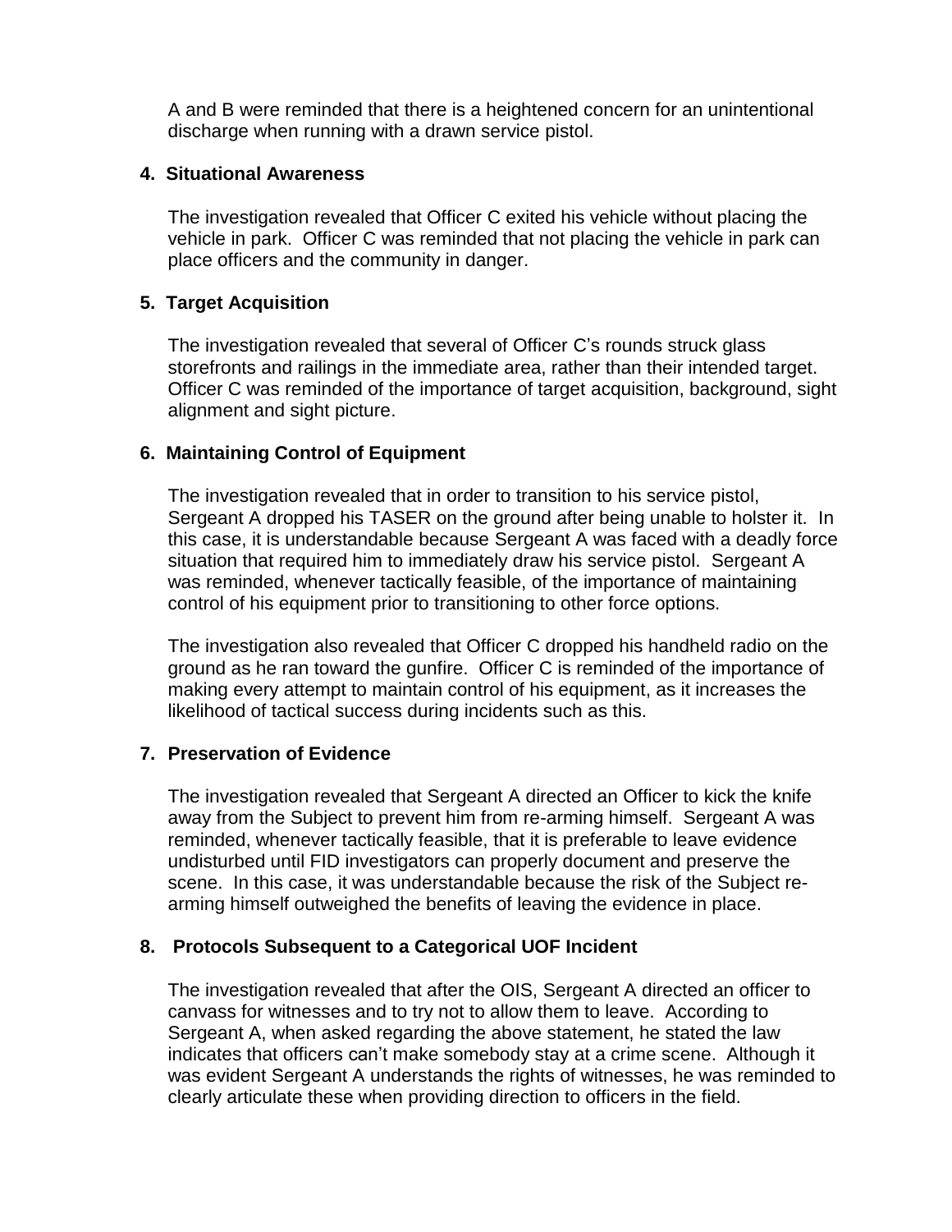A and B were reminded that there is a heightened concern for an unintentional discharge when running with a drawn service pistol.

**4. Situational Awareness**

The investigation revealed that Officer C exited his vehicle without placing the vehicle in park. Officer C was reminded that not placing the vehicle in park can place officers and the community in danger.

**5. Target Acquisition**

The investigation revealed that several of Officer C's rounds struck glass storefronts and railings in the immediate area, rather than their intended target. Officer C was reminded of the importance of target acquisition, background, sight alignment and sight picture.

**6. Maintaining Control of Equipment**

The investigation revealed that in order to transition to his service pistol, Sergeant A dropped his TASER on the ground after being unable to holster it. In this case, it is understandable because Sergeant A was faced with a deadly force situation that required him to immediately draw his service pistol. Sergeant A was reminded, whenever tactically feasible, of the importance of maintaining control of his equipment prior to transitioning to other force options.

The investigation also revealed that Officer C dropped his handheld radio on the ground as he ran toward the gunfire. Officer C is reminded of the importance of making every attempt to maintain control of his equipment, as it increases the likelihood of tactical success during incidents such as this.

**7. Preservation of Evidence**

The investigation revealed that Sergeant A directed an Officer to kick the knife away from the Subject to prevent him from re-arming himself. Sergeant A was reminded, whenever tactically feasible, that it is preferable to leave evidence undisturbed until FID investigators can properly document and preserve the scene. In this case, it was understandable because the risk of the Subject re-arming himself outweighed the benefits of leaving the evidence in place.

**8. Protocols Subsequent to a Categorical UOF Incident**

The investigation revealed that after the OIS, Sergeant A directed an officer to canvass for witnesses and to try not to allow them to leave. According to Sergeant A, when asked regarding the above statement, he stated the law indicates that officers can't make somebody stay at a crime scene. Although it was evident Sergeant A understands the rights of witnesses, he was reminded to clearly articulate these when providing direction to officers in the field.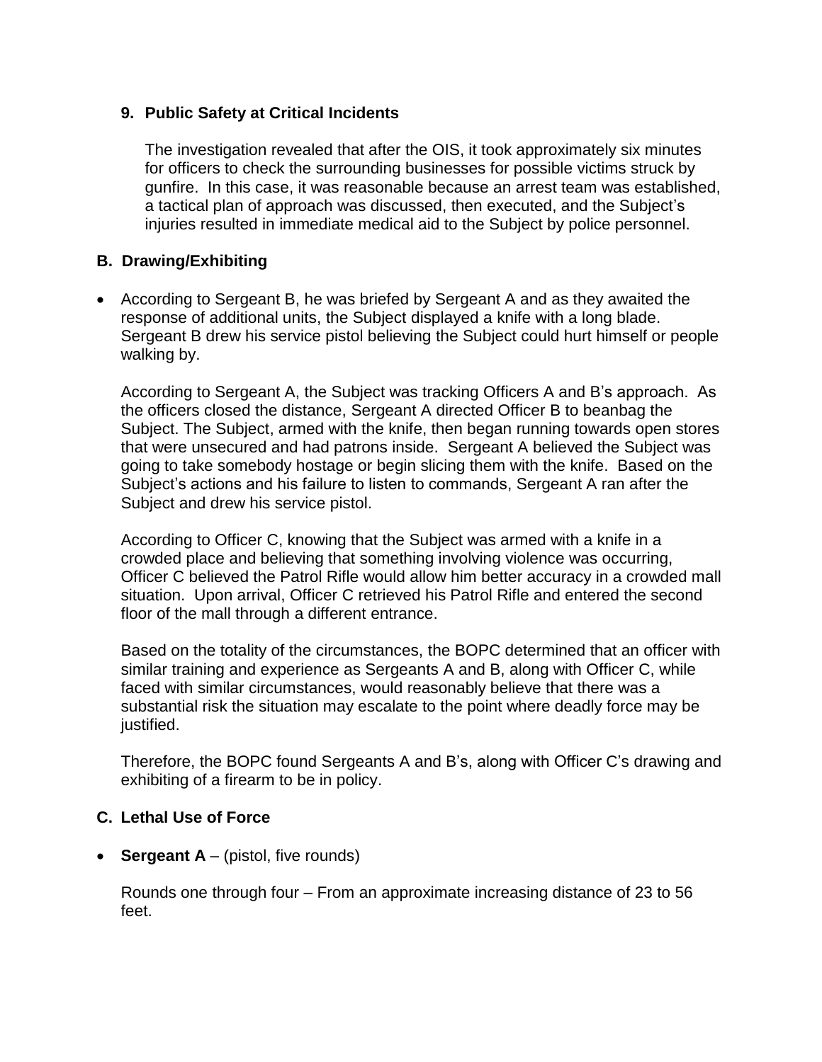**9. Public Safety at Critical Incidents**

The investigation revealed that after the OIS, it took approximately six minutes for officers to check the surrounding businesses for possible victims struck by gunfire. In this case, it was reasonable because an arrest team was established, a tactical plan of approach was discussed, then executed, and the Subject's injuries resulted in immediate medical aid to the Subject by police personnel.

## B. Drawing/Exhibiting

- According to Sergeant B, he was briefed by Sergeant A and as they awaited the response of additional units, the Subject displayed a knife with a long blade. Sergeant B drew his service pistol believing the Subject could hurt himself or people walking by.

  According to Sergeant A, the Subject was tracking Officers A and B's approach. As the officers closed the distance, Sergeant A directed Officer B to beanbag the Subject. The Subject, armed with the knife, then began running towards open stores that were unsecured and had patrons inside. Sergeant A believed the Subject was going to take somebody hostage or begin slicing them with the knife. Based on the Subject's actions and his failure to listen to commands, Sergeant A ran after the Subject and drew his service pistol.

  According to Officer C, knowing that the Subject was armed with a knife in a crowded place and believing that something involving violence was occurring, Officer C believed the Patrol Rifle would allow him better accuracy in a crowded mall situation. Upon arrival, Officer C retrieved his Patrol Rifle and entered the second floor of the mall through a different entrance.

  Based on the totality of the circumstances, the BOPC determined that an officer with similar training and experience as Sergeants A and B, along with Officer C, while faced with similar circumstances, would reasonably believe that there was a substantial risk the situation may escalate to the point where deadly force may be justified.

  Therefore, the BOPC found Sergeants A and B's, along with Officer C's drawing and exhibiting of a firearm to be in policy.

## C. Lethal Use of Force

- **Sergeant A** – (pistol, five rounds)

  Rounds one through four – From an approximate increasing distance of 23 to 56 feet.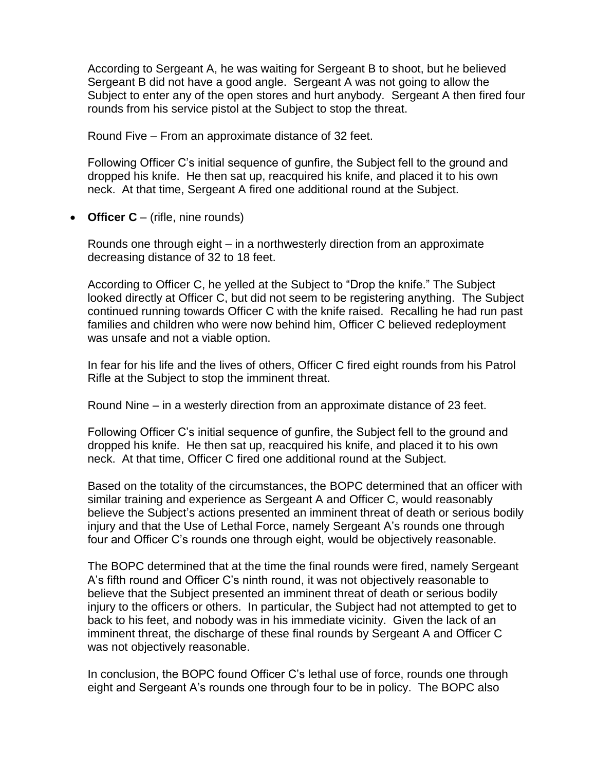According to Sergeant A, he was waiting for Sergeant B to shoot, but he believed Sergeant B did not have a good angle. Sergeant A was not going to allow the Subject to enter any of the open stores and hurt anybody. Sergeant A then fired four rounds from his service pistol at the Subject to stop the threat.

Round Five – From an approximate distance of 32 feet.

Following Officer C's initial sequence of gunfire, the Subject fell to the ground and dropped his knife. He then sat up, reacquired his knife, and placed it to his own neck. At that time, Sergeant A fired one additional round at the Subject.

- **Officer C** – (rifle, nine rounds)

  Rounds one through eight – in a northwesterly direction from an approximate decreasing distance of 32 to 18 feet.

  According to Officer C, he yelled at the Subject to "Drop the knife." The Subject looked directly at Officer C, but did not seem to be registering anything. The Subject continued running towards Officer C with the knife raised. Recalling he had run past families and children who were now behind him, Officer C believed redeployment was unsafe and not a viable option.

  In fear for his life and the lives of others, Officer C fired eight rounds from his Patrol Rifle at the Subject to stop the imminent threat.

  Round Nine – in a westerly direction from an approximate distance of 23 feet.

  Following Officer C's initial sequence of gunfire, the Subject fell to the ground and dropped his knife. He then sat up, reacquired his knife, and placed it to his own neck. At that time, Officer C fired one additional round at the Subject.

  Based on the totality of the circumstances, the BOPC determined that an officer with similar training and experience as Sergeant A and Officer C, would reasonably believe the Subject's actions presented an imminent threat of death or serious bodily injury and that the Use of Lethal Force, namely Sergeant A's rounds one through four and Officer C's rounds one through eight, would be objectively reasonable.

  The BOPC determined that at the time the final rounds were fired, namely Sergeant A's fifth round and Officer C's ninth round, it was not objectively reasonable to believe that the Subject presented an imminent threat of death or serious bodily injury to the officers or others. In particular, the Subject had not attempted to get to back to his feet, and nobody was in his immediate vicinity. Given the lack of an imminent threat, the discharge of these final rounds by Sergeant A and Officer C was not objectively reasonable.

  In conclusion, the BOPC found Officer C's lethal use of force, rounds one through eight and Sergeant A's rounds one through four to be in policy. The BOPC also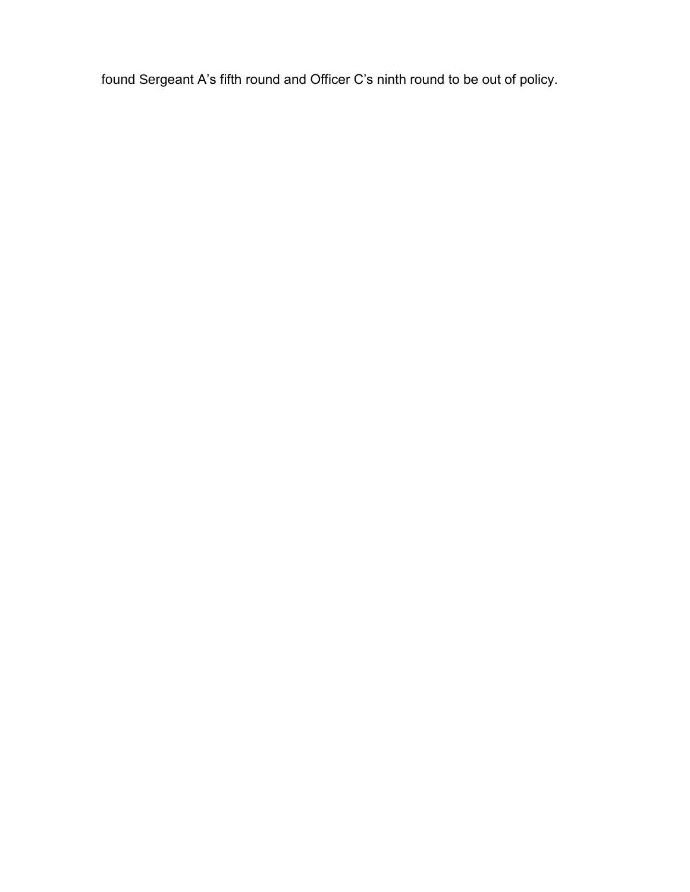found Sergeant A’s fifth round and Officer C’s ninth round to be out of policy.